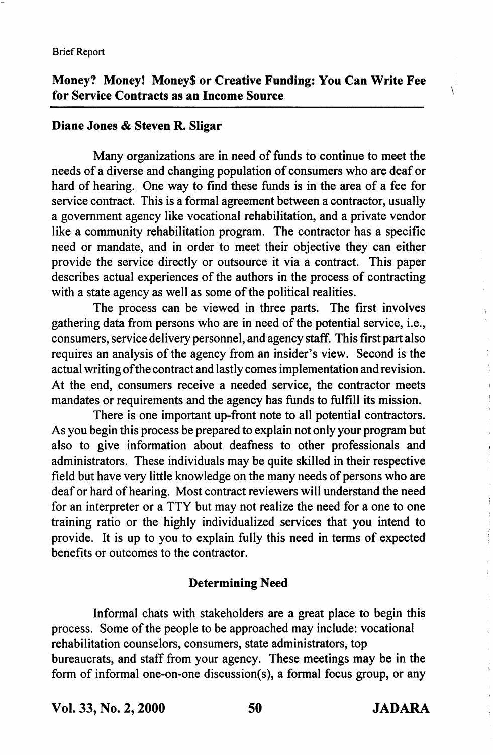Brief Report

## Money? Money! Money$ or Creative Funding: You Can Write Fee for Service Contracts as an Income Source

**Diane Jones & Steven R. Sligar**

Many organizations are in need of funds to continue to meet the needs of a diverse and changing population of consumers who are deaf or hard of hearing. One way to find these funds is in the area of a fee for service contract. This is a formal agreement between a contractor, usually a government agency like vocational rehabilitation, and a private vendor like a community rehabilitation program. The contractor has a specific need or mandate, and in order to meet their objective they can either provide the service directly or outsource it via a contract. This paper describes actual experiences of the authors in the process of contracting with a state agency as well as some of the political realities.

The process can be viewed in three parts. The first involves gathering data from persons who are in need of the potential service, i.e., consumers, service delivery personnel, and agency staff. This first part also requires an analysis of the agency from an insider's view. Second is the actual writing of the contract and lastly comes implementation and revision. At the end, consumers receive a needed service, the contractor meets mandates or requirements and the agency has funds to fulfill its mission.

There is one important up-front note to all potential contractors. As you begin this process be prepared to explain not only your program but also to give information about deafness to other professionals and administrators. These individuals may be quite skilled in their respective field but have very little knowledge on the many needs of persons who are deaf or hard of hearing. Most contract reviewers will understand the need for an interpreter or a TTY but may not realize the need for a one to one training ratio or the highly individualized services that you intend to provide. It is up to you to explain fully this need in terms of expected benefits or outcomes to the contractor.

### Determining Need

Informal chats with stakeholders are a great place to begin this process. Some of the people to be approached may include: vocational rehabilitation counselors, consumers, state administrators, top bureaucrats, and staff from your agency. These meetings may be in the form of informal one-on-one discussion(s), a formal focus group, or any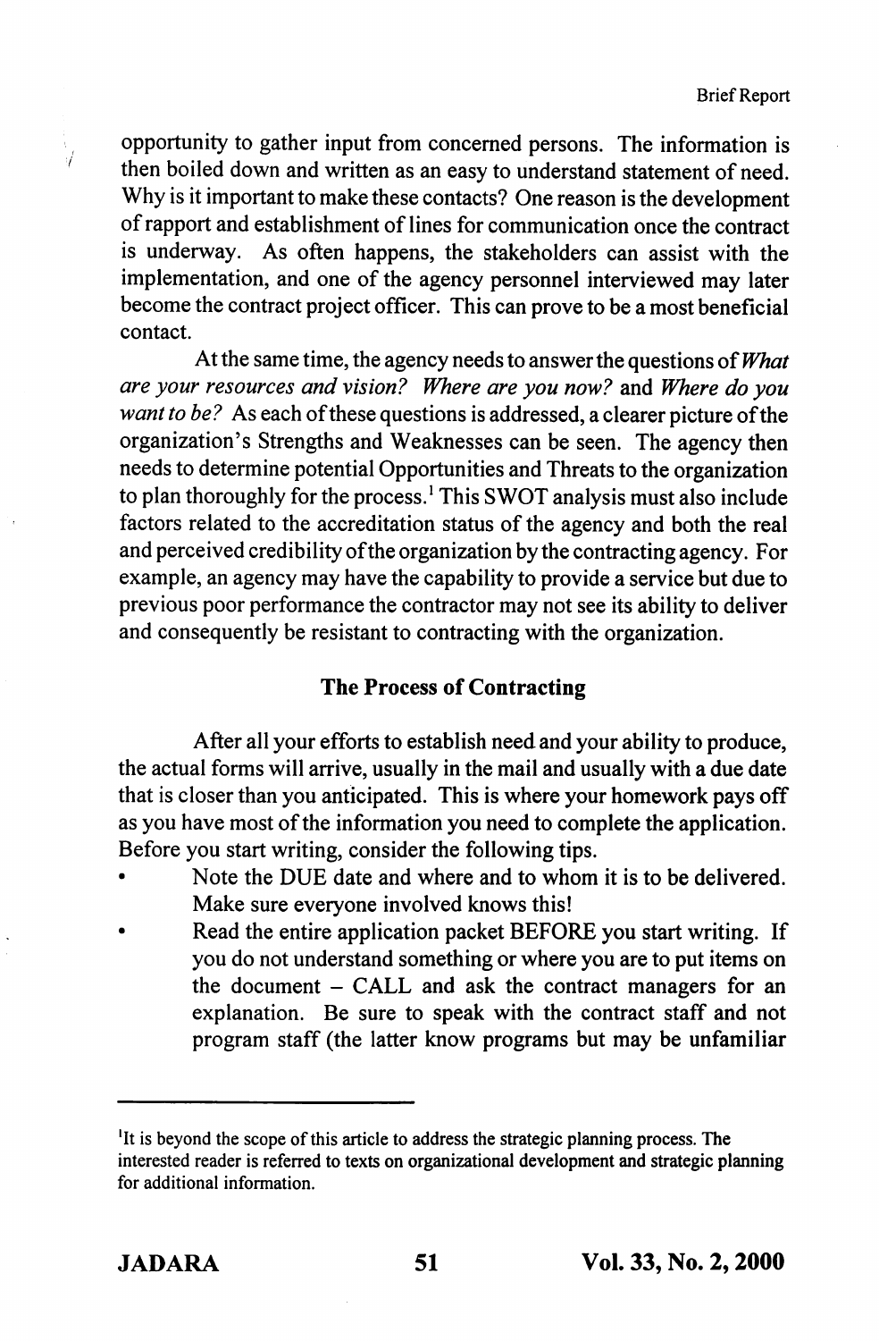opportunity to gather input from concerned persons. The information is then boiled down and written as an easy to understand statement of need. Why is it important to make these contacts? One reason is the development of rapport and establishment of lines for communication once the contract is underway. As often happens, the stakeholders can assist with the implementation, and one of the agency personnel interviewed may later become the contract project officer. This can prove to be a most beneficial contact.

At the same time, the agency needs to answer the questions of *What are your resources and vision? Where are you now?* and *Where do you want to be?* As each of these questions is addressed, a clearer picture of the organization's Strengths and Weaknesses can be seen. The agency then needs to determine potential Opportunities and Threats to the organization to plan thoroughly for the process.[1] This SWOT analysis must also include factors related to the accreditation status of the agency and both the real and perceived credibility of the organization by the contracting agency. For example, an agency may have the capability to provide a service but due to previous poor performance the contractor may not see its ability to deliver and consequently be resistant to contracting with the organization.

## The Process of Contracting

After all your efforts to establish need and your ability to produce, the actual forms will arrive, usually in the mail and usually with a due date that is closer than you anticipated. This is where your homework pays off as you have most of the information you need to complete the application. Before you start writing, consider the following tips.

- Note the DUE date and where and to whom it is to be delivered. Make sure everyone involved knows this!
- Read the entire application packet BEFORE you start writing. If you do not understand something or where you are to put items on the document – CALL and ask the contract managers for an explanation. Be sure to speak with the contract staff and not program staff (the latter know programs but may be unfamiliar

---

[1] It is beyond the scope of this article to address the strategic planning process. The interested reader is referred to texts on organizational development and strategic planning for additional information.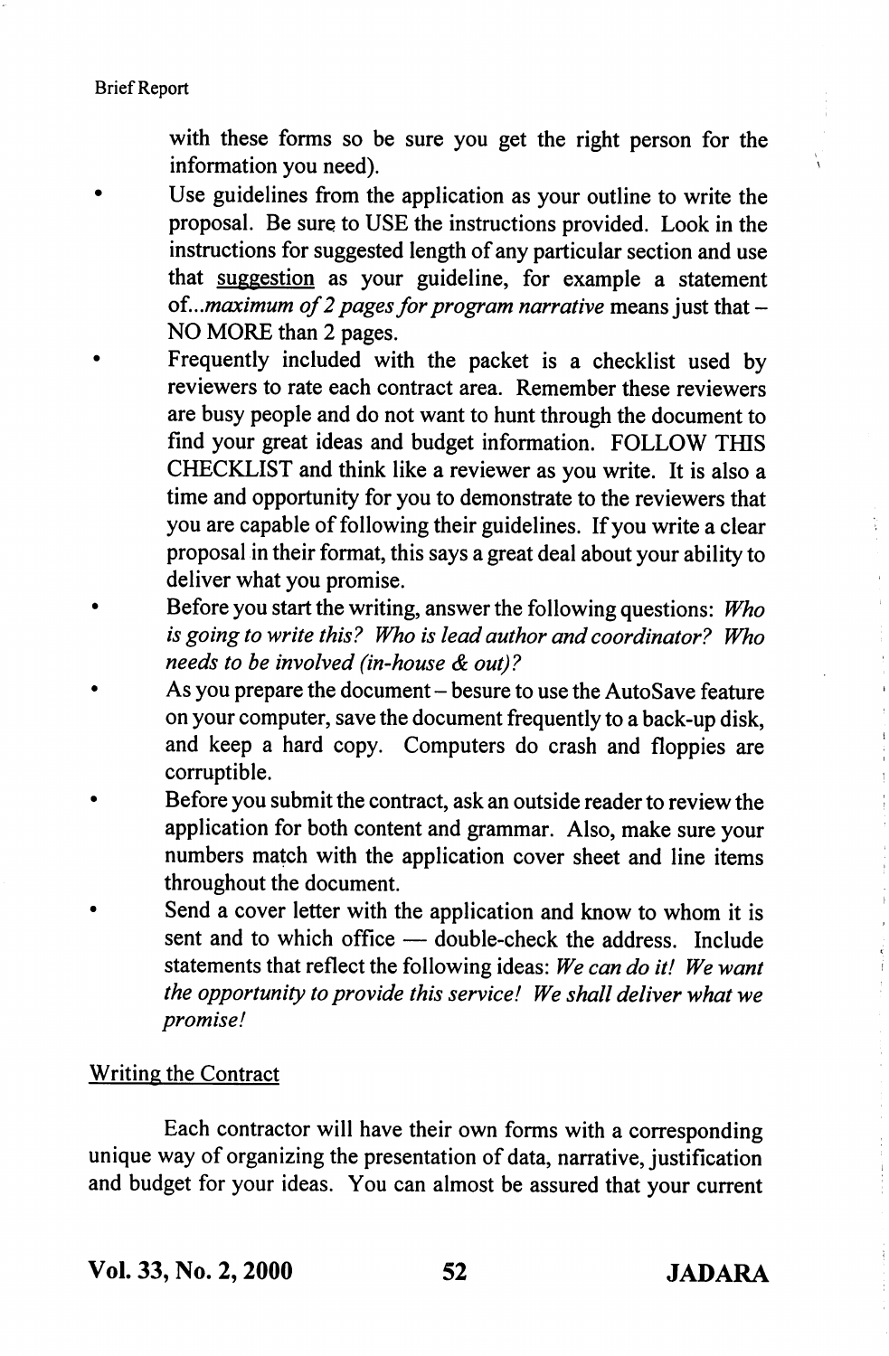with these forms so be sure you get the right person for the information you need).

- Use guidelines from the application as your outline to write the proposal. Be sure to USE the instructions provided. Look in the instructions for suggested length of any particular section and use that <u>suggestion</u> as your guideline, for example a statement of...*maximum of 2 pages for program narrative* means just that – NO MORE than 2 pages.
- Frequently included with the packet is a checklist used by reviewers to rate each contract area. Remember these reviewers are busy people and do not want to hunt through the document to find your great ideas and budget information. FOLLOW THIS CHECKLIST and think like a reviewer as you write. It is also a time and opportunity for you to demonstrate to the reviewers that you are capable of following their guidelines. If you write a clear proposal in their format, this says a great deal about your ability to deliver what you promise.
- Before you start the writing, answer the following questions: *Who is going to write this? Who is lead author and coordinator? Who needs to be involved (in-house & out)?*
- As you prepare the document – besure to use the AutoSave feature on your computer, save the document frequently to a back-up disk, and keep a hard copy. Computers do crash and floppies are corruptible.
- Before you submit the contract, ask an outside reader to review the application for both content and grammar. Also, make sure your numbers match with the application cover sheet and line items throughout the document.
- Send a cover letter with the application and know to whom it is sent and to which office — double-check the address. Include statements that reflect the following ideas: *We can do it! We want the opportunity to provide this service! We shall deliver what we promise!*

<u>Writing the Contract</u>

Each contractor will have their own forms with a corresponding unique way of organizing the presentation of data, narrative, justification and budget for your ideas. You can almost be assured that your current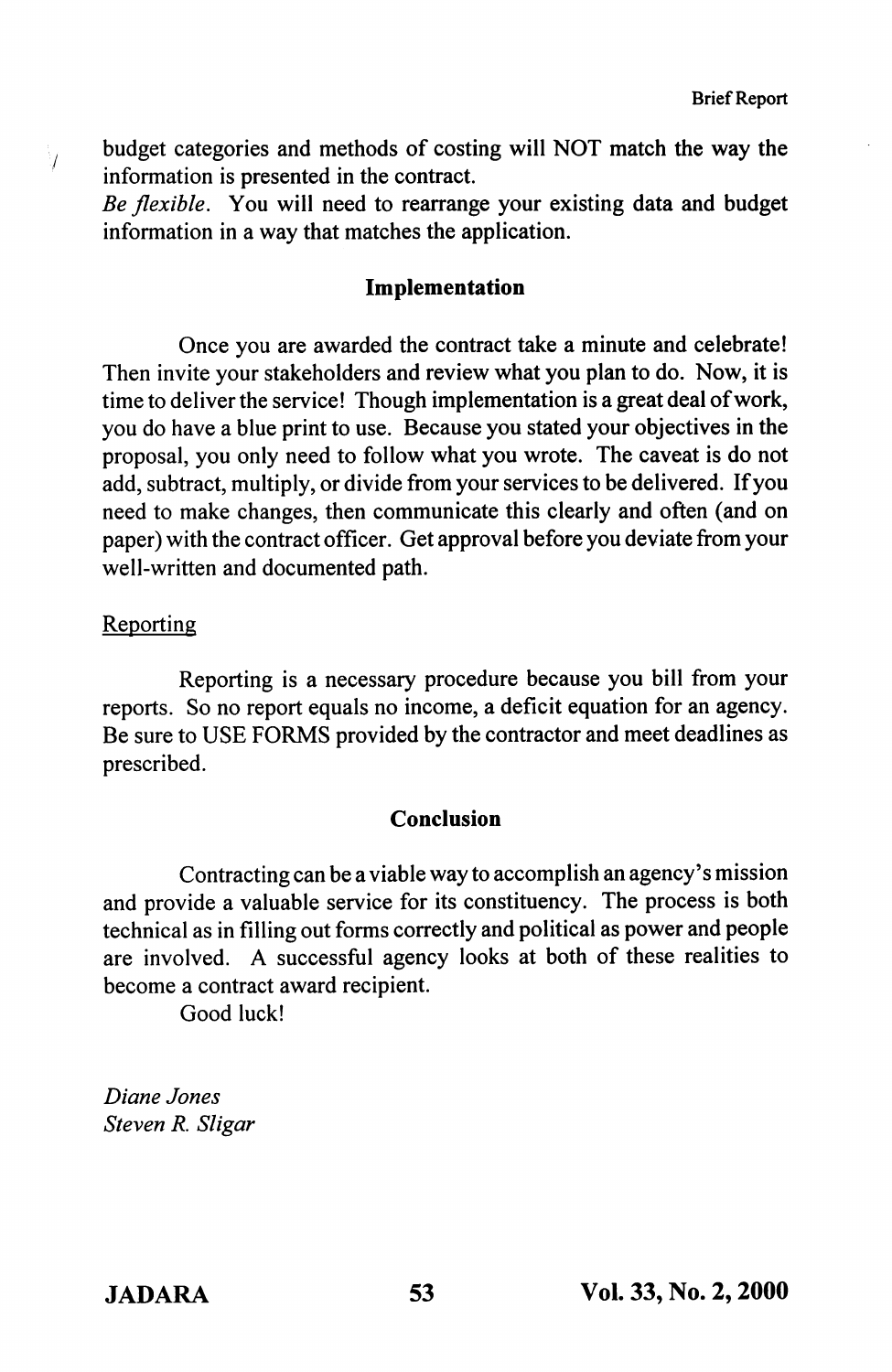budget categories and methods of costing will NOT match the way the information is presented in the contract.

*Be flexible*. You will need to rearrange your existing data and budget information in a way that matches the application.

## Implementation

Once you are awarded the contract take a minute and celebrate! Then invite your stakeholders and review what you plan to do. Now, it is time to deliver the service! Though implementation is a great deal of work, you do have a blue print to use. Because you stated your objectives in the proposal, you only need to follow what you wrote. The caveat is do not add, subtract, multiply, or divide from your services to be delivered. If you need to make changes, then communicate this clearly and often (and on paper) with the contract officer. Get approval before you deviate from your well-written and documented path.

### Reporting

Reporting is a necessary procedure because you bill from your reports. So no report equals no income, a deficit equation for an agency. Be sure to USE FORMS provided by the contractor and meet deadlines as prescribed.

## Conclusion

Contracting can be a viable way to accomplish an agency's mission and provide a valuable service for its constituency. The process is both technical as in filling out forms correctly and political as power and people are involved. A successful agency looks at both of these realities to become a contract award recipient.

Good luck!

*Diane Jones*
*Steven R. Sligar*